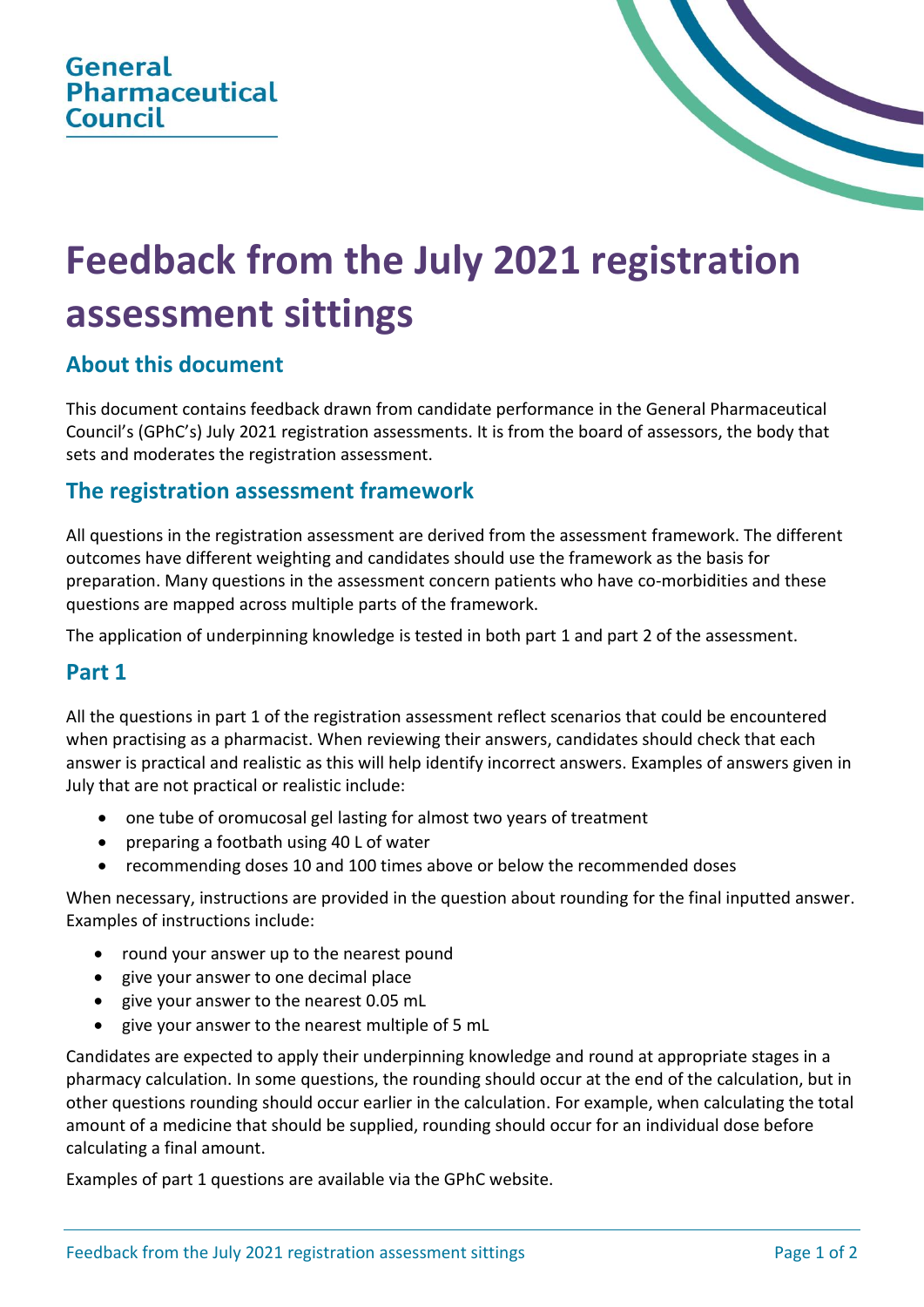General Pharmaceutical Council

# Feedback from the July 2021 registration assessment sittings

## About this document

This document contains feedback drawn from candidate performance in the General Pharmaceutical Council's (GPhC's) July 2021 registration assessments. It is from the board of assessors, the body that sets and moderates the registration assessment.

## The registration assessment framework

All questions in the registration assessment are derived from the assessment framework. The different outcomes have different weighting and candidates should use the framework as the basis for preparation. Many questions in the assessment concern patients who have co-morbidities and these questions are mapped across multiple parts of the framework.

The application of underpinning knowledge is tested in both part 1 and part 2 of the assessment.

## Part 1

All the questions in part 1 of the registration assessment reflect scenarios that could be encountered when practising as a pharmacist. When reviewing their answers, candidates should check that each answer is practical and realistic as this will help identify incorrect answers. Examples of answers given in July that are not practical or realistic include:

- one tube of oromucosal gel lasting for almost two years of treatment
- preparing a footbath using 40 L of water
- recommending doses 10 and 100 times above or below the recommended doses

When necessary, instructions are provided in the question about rounding for the final inputted answer. Examples of instructions include:

- round your answer up to the nearest pound
- give your answer to one decimal place
- give your answer to the nearest 0.05 mL
- give your answer to the nearest multiple of 5 mL

Candidates are expected to apply their underpinning knowledge and round at appropriate stages in a pharmacy calculation. In some questions, the rounding should occur at the end of the calculation, but in other questions rounding should occur earlier in the calculation. For example, when calculating the total amount of a medicine that should be supplied, rounding should occur for an individual dose before calculating a final amount.

Examples of part 1 questions are available via the GPhC website.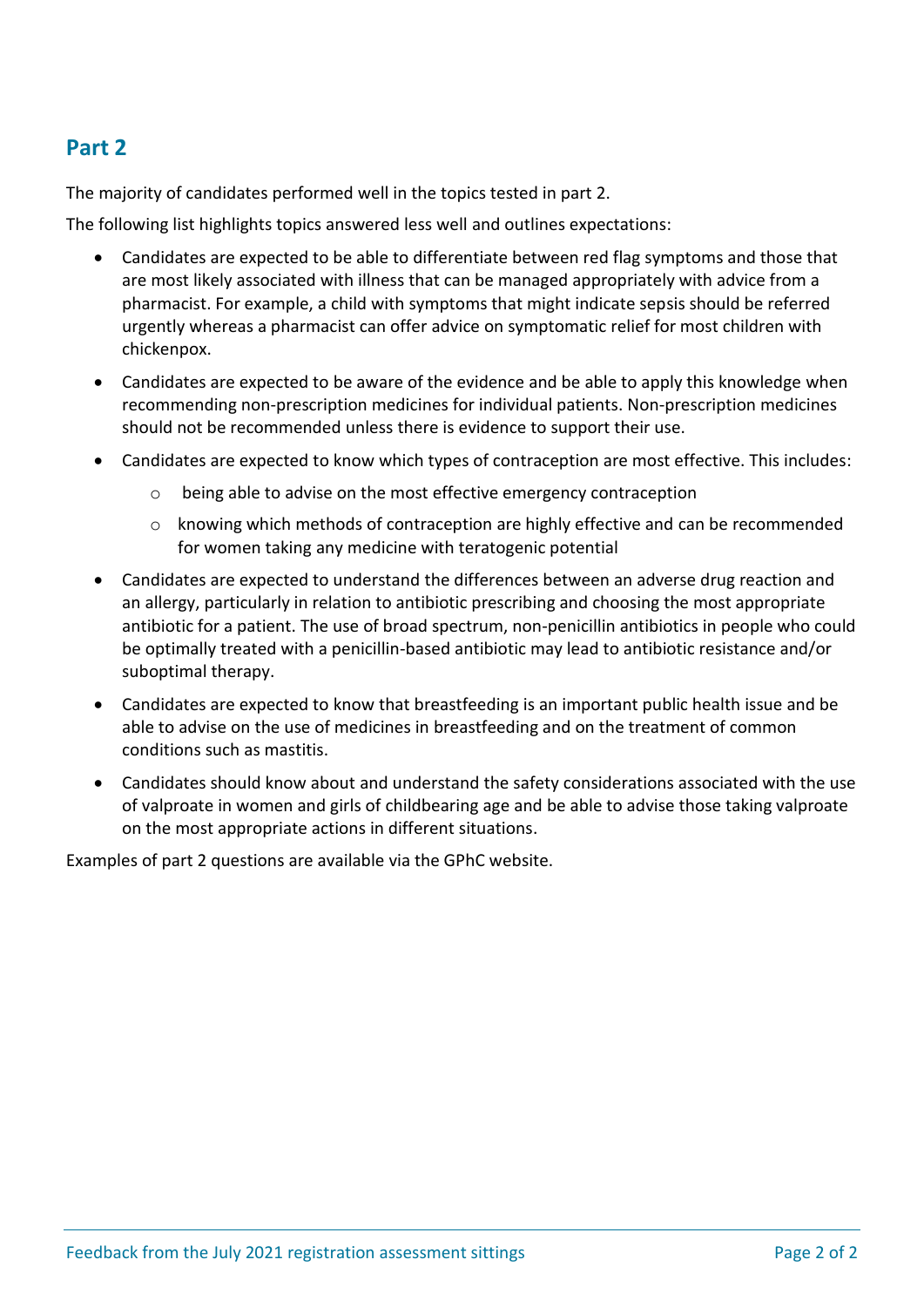## Part 2

The majority of candidates performed well in the topics tested in part 2.

The following list highlights topics answered less well and outlines expectations:

- Candidates are expected to be able to differentiate between red flag symptoms and those that are most likely associated with illness that can be managed appropriately with advice from a pharmacist. For example, a child with symptoms that might indicate sepsis should be referred urgently whereas a pharmacist can offer advice on symptomatic relief for most children with chickenpox.
- Candidates are expected to be aware of the evidence and be able to apply this knowledge when recommending non-prescription medicines for individual patients. Non-prescription medicines should not be recommended unless there is evidence to support their use.
- Candidates are expected to know which types of contraception are most effective. This includes:
    - being able to advise on the most effective emergency contraception
    - knowing which methods of contraception are highly effective and can be recommended for women taking any medicine with teratogenic potential
- Candidates are expected to understand the differences between an adverse drug reaction and an allergy, particularly in relation to antibiotic prescribing and choosing the most appropriate antibiotic for a patient. The use of broad spectrum, non-penicillin antibiotics in people who could be optimally treated with a penicillin-based antibiotic may lead to antibiotic resistance and/or suboptimal therapy.
- Candidates are expected to know that breastfeeding is an important public health issue and be able to advise on the use of medicines in breastfeeding and on the treatment of common conditions such as mastitis.
- Candidates should know about and understand the safety considerations associated with the use of valproate in women and girls of childbearing age and be able to advise those taking valproate on the most appropriate actions in different situations.

Examples of part 2 questions are available via the GPhC website.